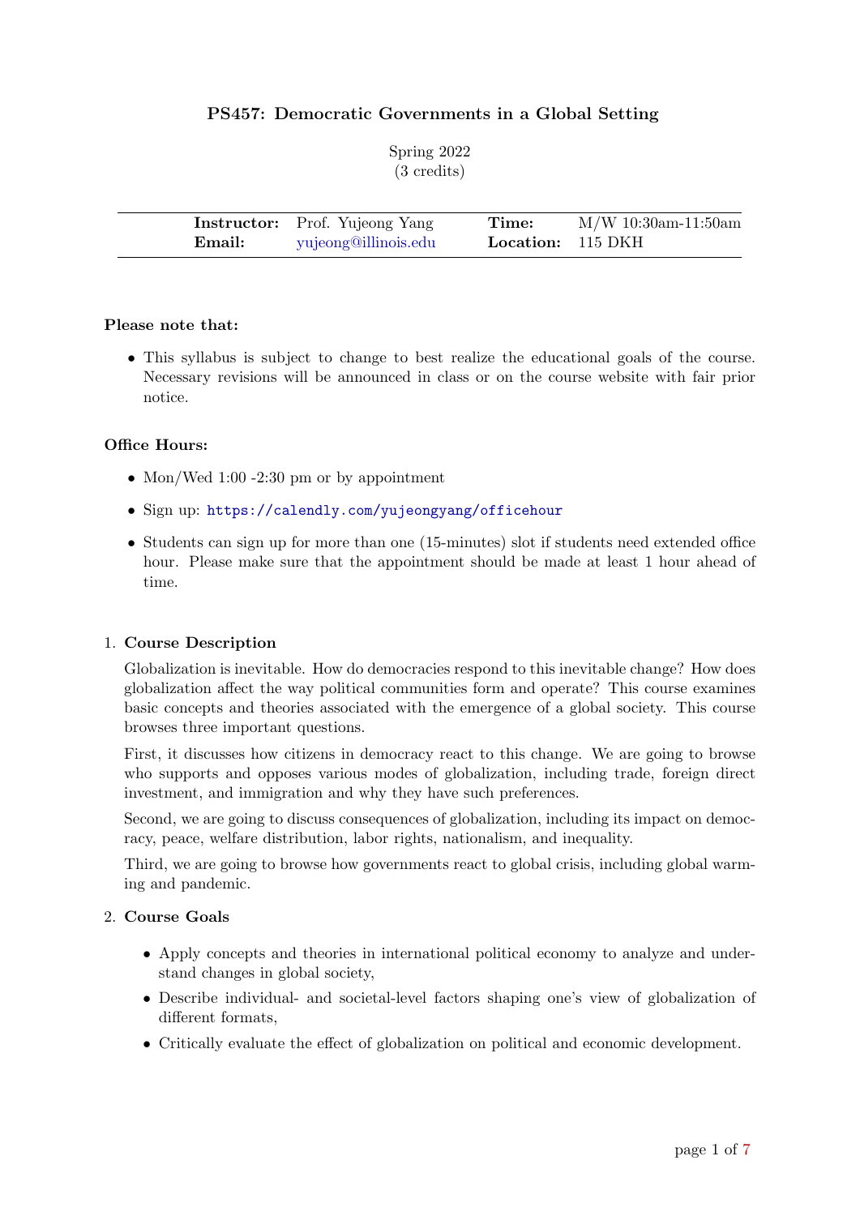# PS457: Democratic Governments in a Global Setting

Spring 2022
(3 credits)

| | | | |
|---|---|---|---|
| **Instructor:** | Prof. Yujeong Yang | **Time:** | M/W 10:30am-11:50am |
| **Email:** | yujeong@illinois.edu | **Location:** | 115 DKH |

**Please note that:**

- This syllabus is subject to change to best realize the educational goals of the course. Necessary revisions will be announced in class or on the course website with fair prior notice.

**Office Hours:**

- Mon/Wed 1:00 -2:30 pm or by appointment
- Sign up: https://calendly.com/yujeongyang/officehour
- Students can sign up for more than one (15-minutes) slot if students need extended office hour. Please make sure that the appointment should be made at least 1 hour ahead of time.

1. **Course Description**

   Globalization is inevitable. How do democracies respond to this inevitable change? How does globalization affect the way political communities form and operate? This course examines basic concepts and theories associated with the emergence of a global society. This course browses three important questions.

   First, it discusses how citizens in democracy react to this change. We are going to browse who supports and opposes various modes of globalization, including trade, foreign direct investment, and immigration and why they have such preferences.

   Second, we are going to discuss consequences of globalization, including its impact on democracy, peace, welfare distribution, labor rights, nationalism, and inequality.

   Third, we are going to browse how governments react to global crisis, including global warming and pandemic.

2. **Course Goals**

   - Apply concepts and theories in international political economy to analyze and understand changes in global society,
   - Describe individual- and societal-level factors shaping one's view of globalization of different formats,
   - Critically evaluate the effect of globalization on political and economic development.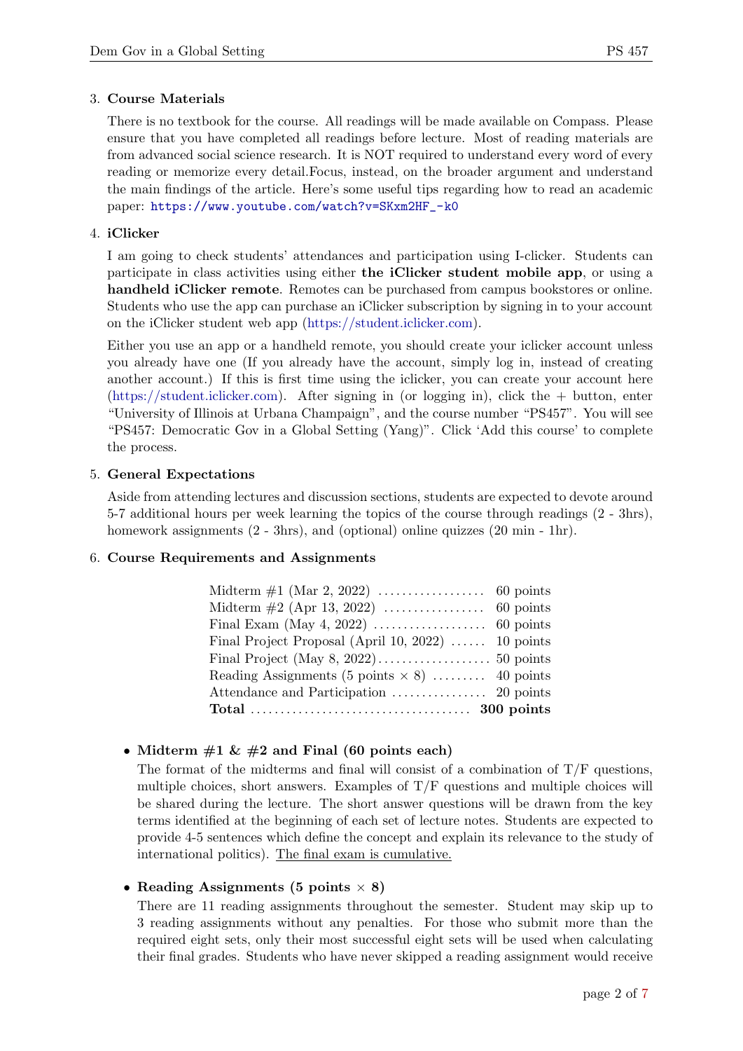3. **Course Materials**

   There is no textbook for the course. All readings will be made available on Compass. Please ensure that you have completed all readings before lecture. Most of reading materials are from advanced social science research. It is NOT required to understand every word of every reading or memorize every detail.Focus, instead, on the broader argument and understand the main findings of the article. Here's some useful tips regarding how to read an academic paper: https://www.youtube.com/watch?v=SKxm2HF_-k0

4. **iClicker**

   I am going to check students' attendances and participation using I-clicker. Students can participate in class activities using either **the iClicker student mobile app**, or using a **handheld iClicker remote**. Remotes can be purchased from campus bookstores or online. Students who use the app can purchase an iClicker subscription by signing in to your account on the iClicker student web app (https://student.iclicker.com).

   Either you use an app or a handheld remote, you should create your iclicker account unless you already have one (If you already have the account, simply log in, instead of creating another account.) If this is first time using the iclicker, you can create your account here (https://student.iclicker.com). After signing in (or logging in), click the + button, enter "University of Illinois at Urbana Champaign", and the course number "PS457". You will see "PS457: Democratic Gov in a Global Setting (Yang)". Click 'Add this course' to complete the process.

5. **General Expectations**

   Aside from attending lectures and discussion sections, students are expected to devote around 5-7 additional hours per week learning the topics of the course through readings (2 - 3hrs), homework assignments (2 - 3hrs), and (optional) online quizzes (20 min - 1hr).

6. **Course Requirements and Assignments**

| Item | Points |
| --- | --- |
| Midterm #1 (Mar 2, 2022) | 60 points |
| Midterm #2 (Apr 13, 2022) | 60 points |
| Final Exam (May 4, 2022) | 60 points |
| Final Project Proposal (April 10, 2022) | 10 points |
| Final Project (May 8, 2022) | 50 points |
| Reading Assignments (5 points × 8) | 40 points |
| Attendance and Participation | 20 points |
| **Total** | **300 points** |

   - **Midterm #1 & #2 and Final (60 points each)**

     The format of the midterms and final will consist of a combination of T/F questions, multiple choices, short answers. Examples of T/F questions and multiple choices will be shared during the lecture. The short answer questions will be drawn from the key terms identified at the beginning of each set of lecture notes. Students are expected to provide 4-5 sentences which define the concept and explain its relevance to the study of international politics). The final exam is cumulative.

   - **Reading Assignments (5 points × 8)**

     There are 11 reading assignments throughout the semester. Student may skip up to 3 reading assignments without any penalties. For those who submit more than the required eight sets, only their most successful eight sets will be used when calculating their final grades. Students who have never skipped a reading assignment would receive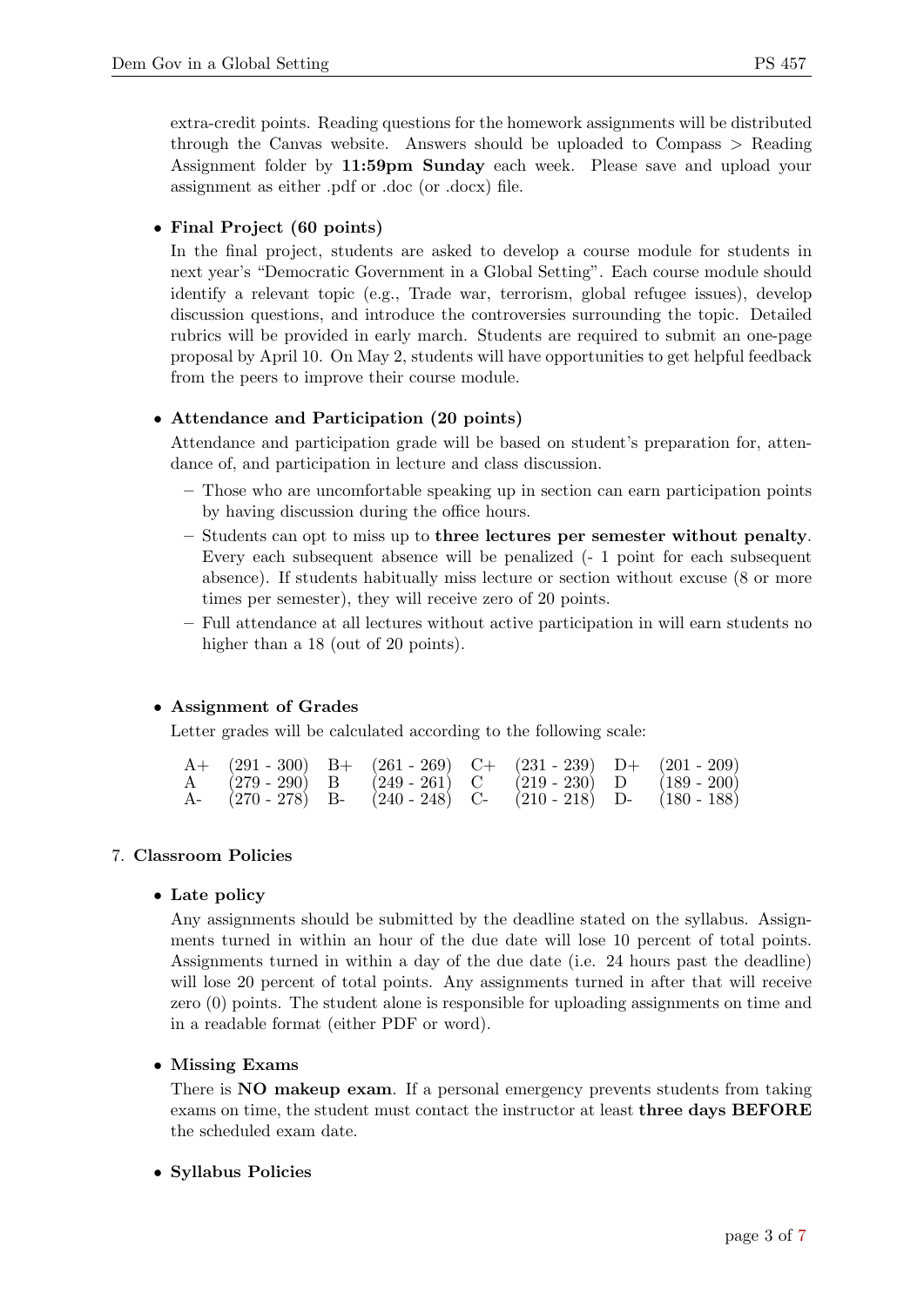extra-credit points. Reading questions for the homework assignments will be distributed through the Canvas website. Answers should be uploaded to Compass > Reading Assignment folder by **11:59pm Sunday** each week. Please save and upload your assignment as either .pdf or .doc (or .docx) file.

- **Final Project (60 points)**

  In the final project, students are asked to develop a course module for students in next year's "Democratic Government in a Global Setting". Each course module should identify a relevant topic (e.g., Trade war, terrorism, global refugee issues), develop discussion questions, and introduce the controversies surrounding the topic. Detailed rubrics will be provided in early march. Students are required to submit an one-page proposal by April 10. On May 2, students will have opportunities to get helpful feedback from the peers to improve their course module.

- **Attendance and Participation (20 points)**

  Attendance and participation grade will be based on student's preparation for, attendance of, and participation in lecture and class discussion.

  – Those who are uncomfortable speaking up in section can earn participation points by having discussion during the office hours.

  – Students can opt to miss up to **three lectures per semester without penalty**. Every each subsequent absence will be penalized (- 1 point for each subsequent absence). If students habitually miss lecture or section without excuse (8 or more times per semester), they will receive zero of 20 points.

  – Full attendance at all lectures without active participation in will earn students no higher than a 18 (out of 20 points).

- **Assignment of Grades**

  Letter grades will be calculated according to the following scale:

| | | | | | | | |
|---|---|---|---|---|---|---|---|
| A+ | (291 - 300) | B+ | (261 - 269) | C+ | (231 - 239) | D+ | (201 - 209) |
| A | (279 - 290) | B | (249 - 261) | C | (219 - 230) | D | (189 - 200) |
| A- | (270 - 278) | B- | (240 - 248) | C- | (210 - 218) | D- | (180 - 188) |

## 7. Classroom Policies

- **Late policy**

  Any assignments should be submitted by the deadline stated on the syllabus. Assignments turned in within an hour of the due date will lose 10 percent of total points. Assignments turned in within a day of the due date (i.e. 24 hours past the deadline) will lose 20 percent of total points. Any assignments turned in after that will receive zero (0) points. The student alone is responsible for uploading assignments on time and in a readable format (either PDF or word).

- **Missing Exams**

  There is **NO makeup exam**. If a personal emergency prevents students from taking exams on time, the student must contact the instructor at least **three days BEFORE** the scheduled exam date.

- **Syllabus Policies**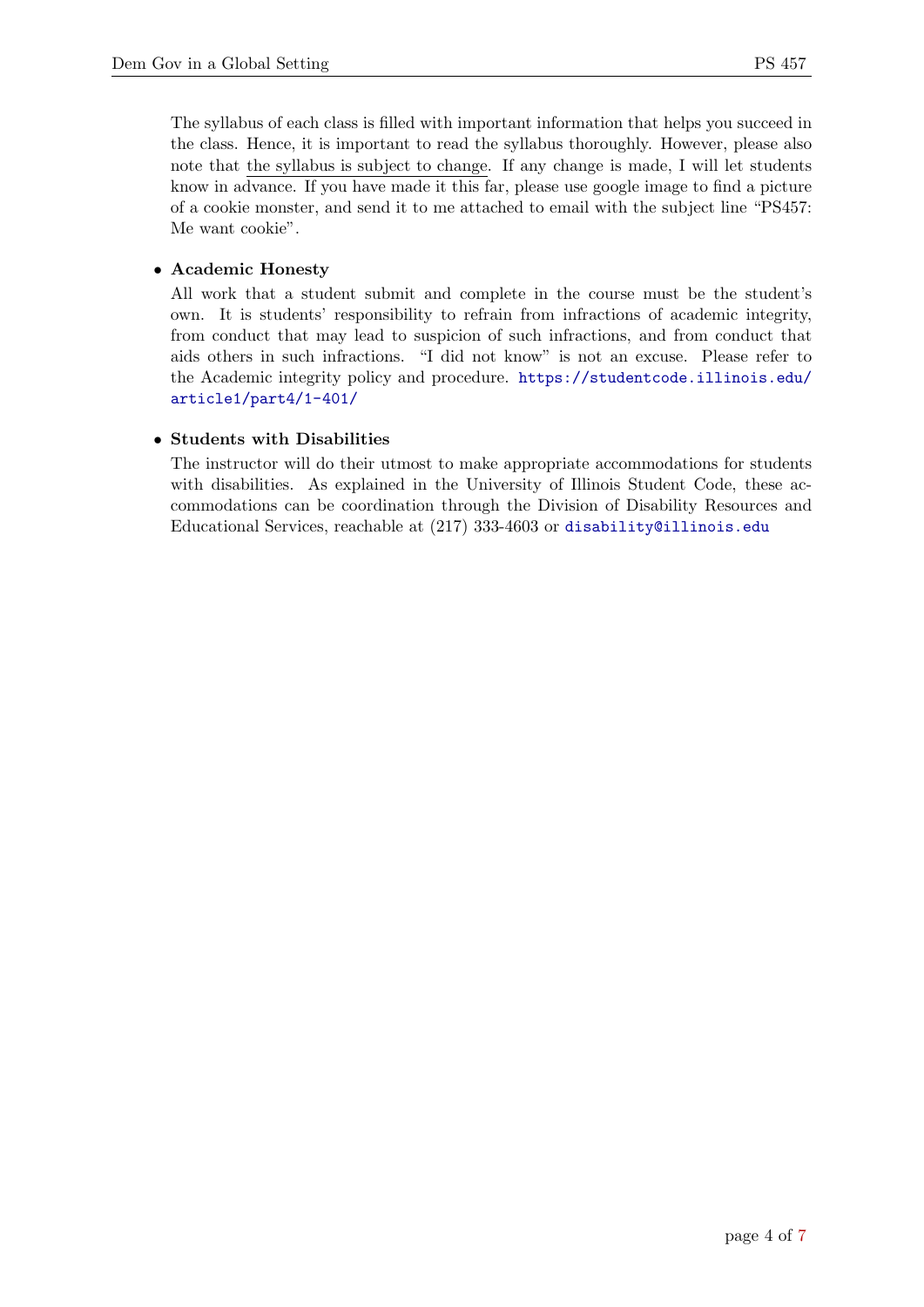The syllabus of each class is filled with important information that helps you succeed in the class. Hence, it is important to read the syllabus thoroughly. However, please also note that the syllabus is subject to change. If any change is made, I will let students know in advance. If you have made it this far, please use google image to find a picture of a cookie monster, and send it to me attached to email with the subject line "PS457: Me want cookie".

- **Academic Honesty**

  All work that a student submit and complete in the course must be the student's own. It is students' responsibility to refrain from infractions of academic integrity, from conduct that may lead to suspicion of such infractions, and from conduct that aids others in such infractions. "I did not know" is not an excuse. Please refer to the Academic integrity policy and procedure. https://studentcode.illinois.edu/article1/part4/1-401/

- **Students with Disabilities**

  The instructor will do their utmost to make appropriate accommodations for students with disabilities. As explained in the University of Illinois Student Code, these accommodations can be coordination through the Division of Disability Resources and Educational Services, reachable at (217) 333-4603 or disability@illinois.edu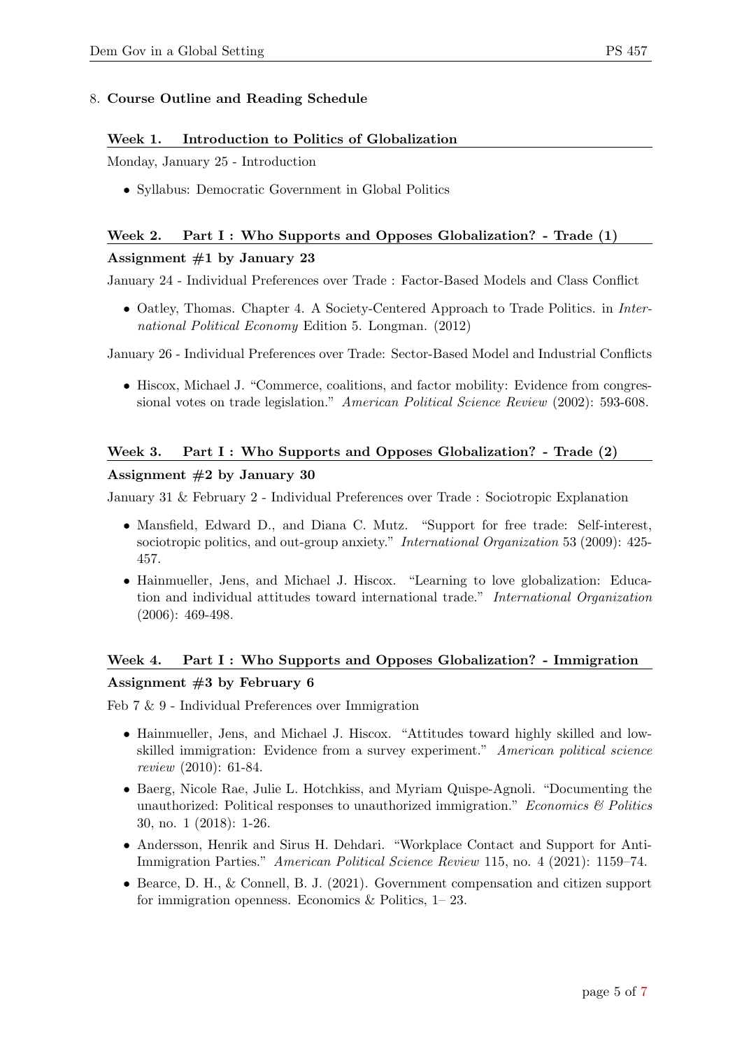## 8. Course Outline and Reading Schedule

### Week 1. Introduction to Politics of Globalization

Monday, January 25 - Introduction

- Syllabus: Democratic Government in Global Politics

### Week 2. Part I : Who Supports and Opposes Globalization? - Trade (1)

**Assignment #1 by January 23**

January 24 - Individual Preferences over Trade : Factor-Based Models and Class Conflict

- Oatley, Thomas. Chapter 4. A Society-Centered Approach to Trade Politics. in *International Political Economy* Edition 5. Longman. (2012)

January 26 - Individual Preferences over Trade: Sector-Based Model and Industrial Conflicts

- Hiscox, Michael J. "Commerce, coalitions, and factor mobility: Evidence from congressional votes on trade legislation." *American Political Science Review* (2002): 593-608.

### Week 3. Part I : Who Supports and Opposes Globalization? - Trade (2)

**Assignment #2 by January 30**

January 31 & February 2 - Individual Preferences over Trade : Sociotropic Explanation

- Mansfield, Edward D., and Diana C. Mutz. "Support for free trade: Self-interest, sociotropic politics, and out-group anxiety." *International Organization* 53 (2009): 425-457.
- Hainmueller, Jens, and Michael J. Hiscox. "Learning to love globalization: Education and individual attitudes toward international trade." *International Organization* (2006): 469-498.

### Week 4. Part I : Who Supports and Opposes Globalization? - Immigration

**Assignment #3 by February 6**

Feb 7 & 9 - Individual Preferences over Immigration

- Hainmueller, Jens, and Michael J. Hiscox. "Attitudes toward highly skilled and low-skilled immigration: Evidence from a survey experiment." *American political science review* (2010): 61-84.
- Baerg, Nicole Rae, Julie L. Hotchkiss, and Myriam Quispe-Agnoli. "Documenting the unauthorized: Political responses to unauthorized immigration." *Economics & Politics* 30, no. 1 (2018): 1-26.
- Andersson, Henrik and Sirus H. Dehdari. "Workplace Contact and Support for Anti-Immigration Parties." *American Political Science Review* 115, no. 4 (2021): 1159–74.
- Bearce, D. H., & Connell, B. J. (2021). Government compensation and citizen support for immigration openness. Economics & Politics, 1– 23.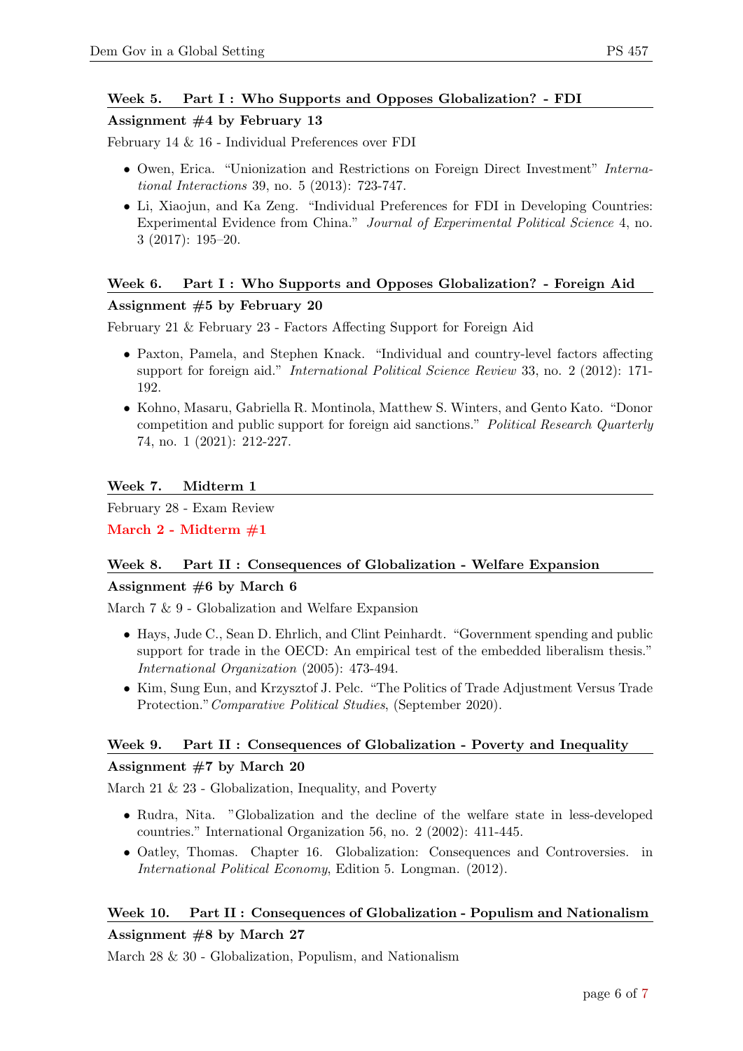### Week 5. Part I : Who Supports and Opposes Globalization? - FDI

**Assignment #4 by February 13**

February 14 & 16 - Individual Preferences over FDI

- Owen, Erica. "Unionization and Restrictions on Foreign Direct Investment" *International Interactions* 39, no. 5 (2013): 723-747.
- Li, Xiaojun, and Ka Zeng. "Individual Preferences for FDI in Developing Countries: Experimental Evidence from China." *Journal of Experimental Political Science* 4, no. 3 (2017): 195–20.

### Week 6. Part I : Who Supports and Opposes Globalization? - Foreign Aid

**Assignment #5 by February 20**

February 21 & February 23 - Factors Affecting Support for Foreign Aid

- Paxton, Pamela, and Stephen Knack. "Individual and country-level factors affecting support for foreign aid." *International Political Science Review* 33, no. 2 (2012): 171-192.
- Kohno, Masaru, Gabriella R. Montinola, Matthew S. Winters, and Gento Kato. "Donor competition and public support for foreign aid sanctions." *Political Research Quarterly* 74, no. 1 (2021): 212-227.

### Week 7. Midterm 1

February 28 - Exam Review

**March 2 - Midterm #1**

### Week 8. Part II : Consequences of Globalization - Welfare Expansion

**Assignment #6 by March 6**

March 7 & 9 - Globalization and Welfare Expansion

- Hays, Jude C., Sean D. Ehrlich, and Clint Peinhardt. "Government spending and public support for trade in the OECD: An empirical test of the embedded liberalism thesis." *International Organization* (2005): 473-494.
- Kim, Sung Eun, and Krzysztof J. Pelc. "The Politics of Trade Adjustment Versus Trade Protection." *Comparative Political Studies*, (September 2020).

### Week 9. Part II : Consequences of Globalization - Poverty and Inequality

**Assignment #7 by March 20**

March 21 & 23 - Globalization, Inequality, and Poverty

- Rudra, Nita. "Globalization and the decline of the welfare state in less-developed countries." International Organization 56, no. 2 (2002): 411-445.
- Oatley, Thomas. Chapter 16. Globalization: Consequences and Controversies. in *International Political Economy*, Edition 5. Longman. (2012).

### Week 10. Part II : Consequences of Globalization - Populism and Nationalism

**Assignment #8 by March 27**

March 28 & 30 - Globalization, Populism, and Nationalism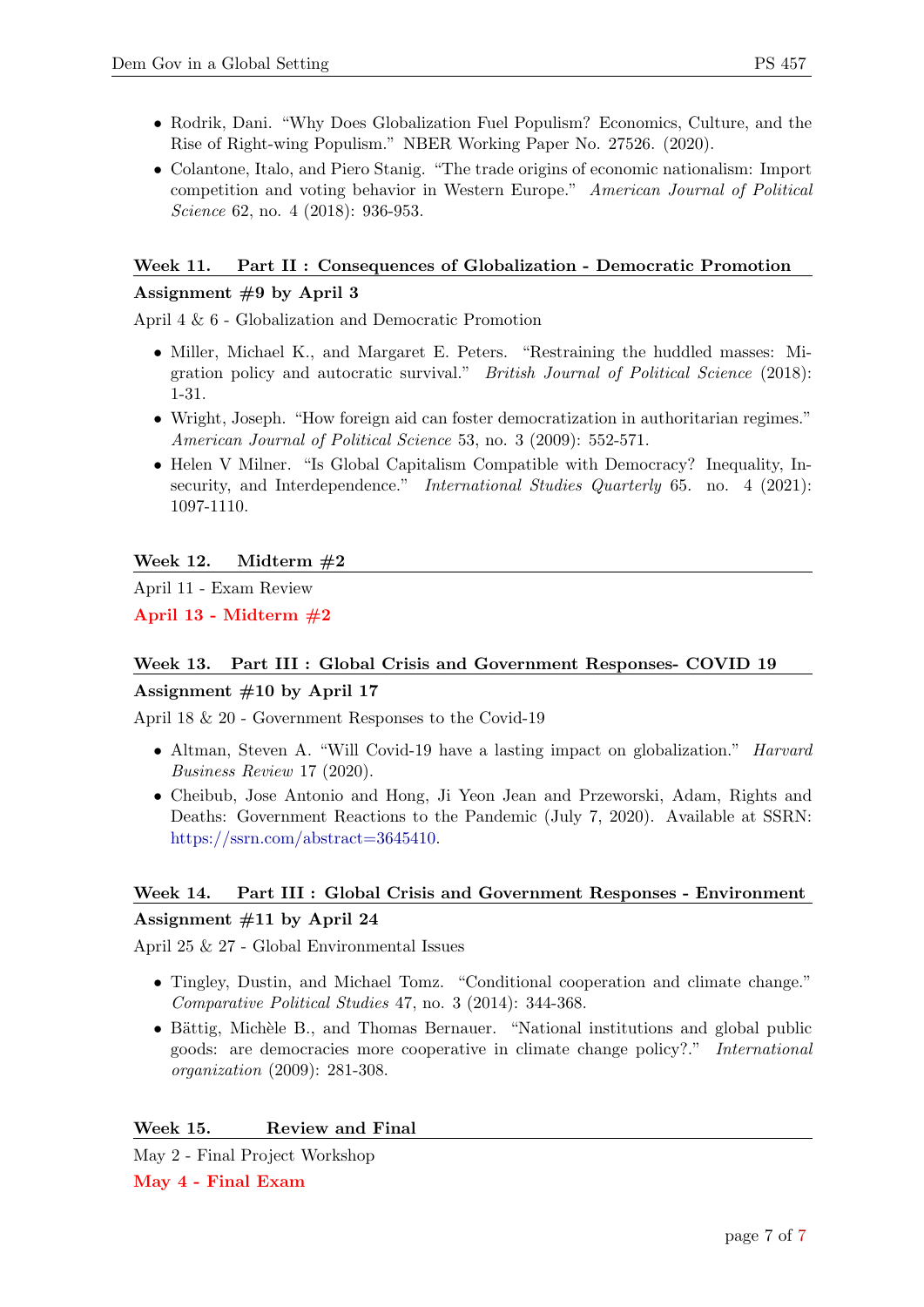- Rodrik, Dani. "Why Does Globalization Fuel Populism? Economics, Culture, and the Rise of Right-wing Populism." NBER Working Paper No. 27526. (2020).
- Colantone, Italo, and Piero Stanig. "The trade origins of economic nationalism: Import competition and voting behavior in Western Europe." *American Journal of Political Science* 62, no. 4 (2018): 936-953.

### Week 11. Part II : Consequences of Globalization - Democratic Promotion

**Assignment #9 by April 3**

April 4 & 6 - Globalization and Democratic Promotion

- Miller, Michael K., and Margaret E. Peters. "Restraining the huddled masses: Migration policy and autocratic survival." *British Journal of Political Science* (2018): 1-31.
- Wright, Joseph. "How foreign aid can foster democratization in authoritarian regimes." *American Journal of Political Science* 53, no. 3 (2009): 552-571.
- Helen V Milner. "Is Global Capitalism Compatible with Democracy? Inequality, Insecurity, and Interdependence." *International Studies Quarterly* 65. no. 4 (2021): 1097-1110.

### Week 12. Midterm #2

April 11 - Exam Review

**April 13 - Midterm #2**

### Week 13. Part III : Global Crisis and Government Responses- COVID 19

**Assignment #10 by April 17**

April 18 & 20 - Government Responses to the Covid-19

- Altman, Steven A. "Will Covid-19 have a lasting impact on globalization." *Harvard Business Review* 17 (2020).
- Cheibub, Jose Antonio and Hong, Ji Yeon Jean and Przeworski, Adam, Rights and Deaths: Government Reactions to the Pandemic (July 7, 2020). Available at SSRN: https://ssrn.com/abstract=3645410.

### Week 14. Part III : Global Crisis and Government Responses - Environment

**Assignment #11 by April 24**

April 25 & 27 - Global Environmental Issues

- Tingley, Dustin, and Michael Tomz. "Conditional cooperation and climate change." *Comparative Political Studies* 47, no. 3 (2014): 344-368.
- Bättig, Michèle B., and Thomas Bernauer. "National institutions and global public goods: are democracies more cooperative in climate change policy?." *International organization* (2009): 281-308.

### Week 15. Review and Final

May 2 - Final Project Workshop

**May 4 - Final Exam**